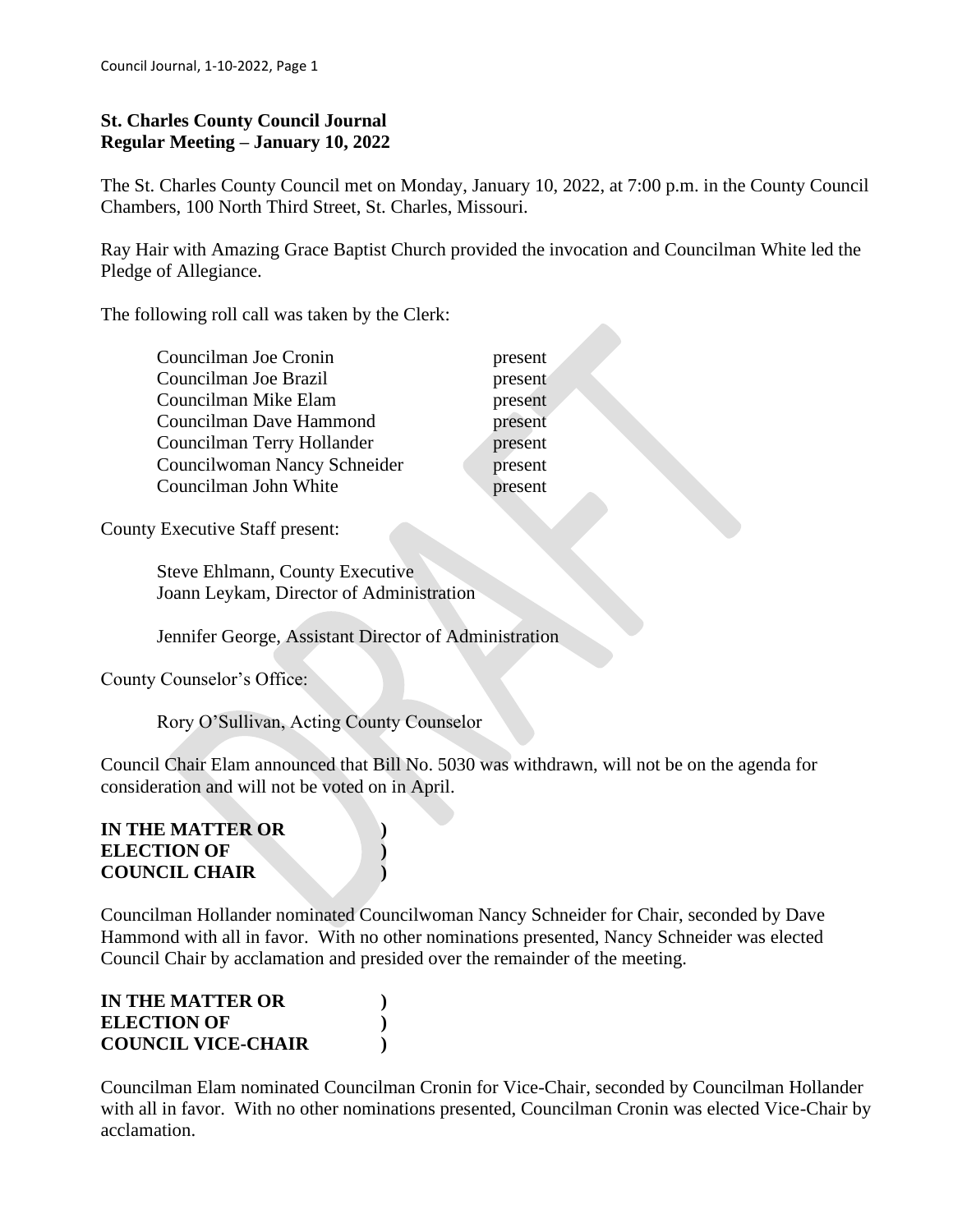**St. Charles County Council Journal**
**Regular Meeting – January 10, 2022**

The St. Charles County Council met on Monday, January 10, 2022, at 7:00 p.m. in the County Council Chambers, 100 North Third Street, St. Charles, Missouri.

Ray Hair with Amazing Grace Baptist Church provided the invocation and Councilman White led the Pledge of Allegiance.

The following roll call was taken by the Clerk:

| | |
|---|---|
| Councilman Joe Cronin | present |
| Councilman Joe Brazil | present |
| Councilman Mike Elam | present |
| Councilman Dave Hammond | present |
| Councilman Terry Hollander | present |
| Councilwoman Nancy Schneider | present |
| Councilman John White | present |

County Executive Staff present:

Steve Ehlmann, County Executive
Joann Leykam, Director of Administration

Jennifer George, Assistant Director of Administration

County Counselor's Office:

Rory O'Sullivan, Acting County Counselor

Council Chair Elam announced that Bill No. 5030 was withdrawn, will not be on the agenda for consideration and will not be voted on in April.

**IN THE MATTER OR )**
**ELECTION OF )**
**COUNCIL CHAIR )**

Councilman Hollander nominated Councilwoman Nancy Schneider for Chair, seconded by Dave Hammond with all in favor. With no other nominations presented, Nancy Schneider was elected Council Chair by acclamation and presided over the remainder of the meeting.

**IN THE MATTER OR )**
**ELECTION OF )**
**COUNCIL VICE-CHAIR )**

Councilman Elam nominated Councilman Cronin for Vice-Chair, seconded by Councilman Hollander with all in favor. With no other nominations presented, Councilman Cronin was elected Vice-Chair by acclamation.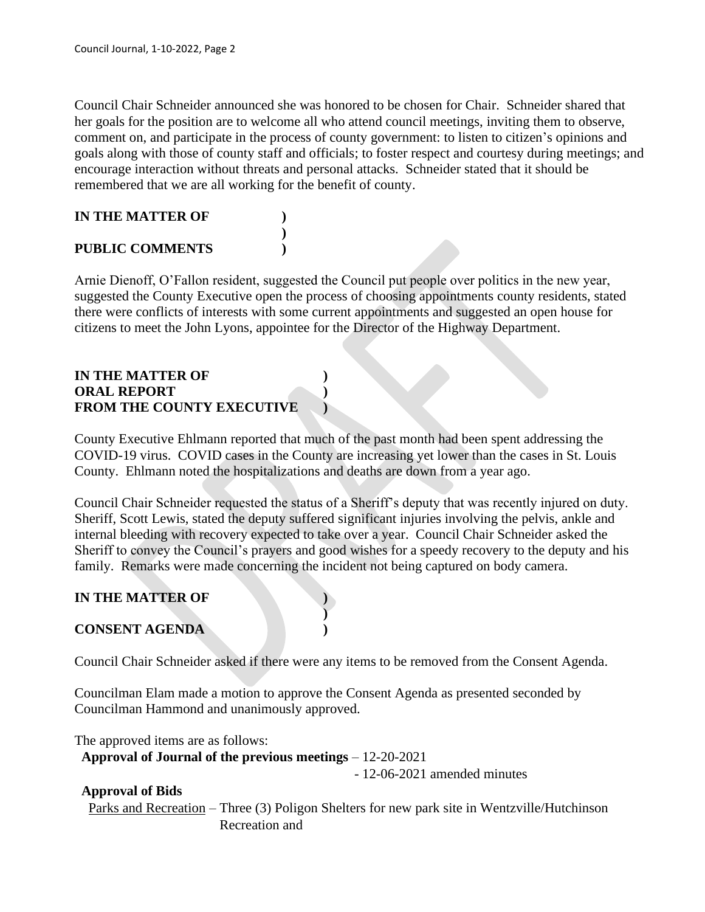Council Chair Schneider announced she was honored to be chosen for Chair. Schneider shared that her goals for the position are to welcome all who attend council meetings, inviting them to observe, comment on, and participate in the process of county government: to listen to citizen's opinions and goals along with those of county staff and officials; to foster respect and courtesy during meetings; and encourage interaction without threats and personal attacks. Schneider stated that it should be remembered that we are all working for the benefit of county.

**IN THE MATTER OF )**
**)**
**PUBLIC COMMENTS )**

Arnie Dienoff, O'Fallon resident, suggested the Council put people over politics in the new year, suggested the County Executive open the process of choosing appointments county residents, stated there were conflicts of interests with some current appointments and suggested an open house for citizens to meet the John Lyons, appointee for the Director of the Highway Department.

**IN THE MATTER OF )**
**ORAL REPORT )**
**FROM THE COUNTY EXECUTIVE )**

County Executive Ehlmann reported that much of the past month had been spent addressing the COVID-19 virus. COVID cases in the County are increasing yet lower than the cases in St. Louis County. Ehlmann noted the hospitalizations and deaths are down from a year ago.

Council Chair Schneider requested the status of a Sheriff's deputy that was recently injured on duty. Sheriff, Scott Lewis, stated the deputy suffered significant injuries involving the pelvis, ankle and internal bleeding with recovery expected to take over a year. Council Chair Schneider asked the Sheriff to convey the Council's prayers and good wishes for a speedy recovery to the deputy and his family. Remarks were made concerning the incident not being captured on body camera.

**IN THE MATTER OF )**
**)**
**CONSENT AGENDA )**

Council Chair Schneider asked if there were any items to be removed from the Consent Agenda.

Councilman Elam made a motion to approve the Consent Agenda as presented seconded by Councilman Hammond and unanimously approved.

The approved items are as follows:

**Approval of Journal of the previous meetings** – 12-20-2021
- 12-06-2021 amended minutes

**Approval of Bids**

Parks and Recreation – Three (3) Poligon Shelters for new park site in Wentzville/Hutchinson Recreation and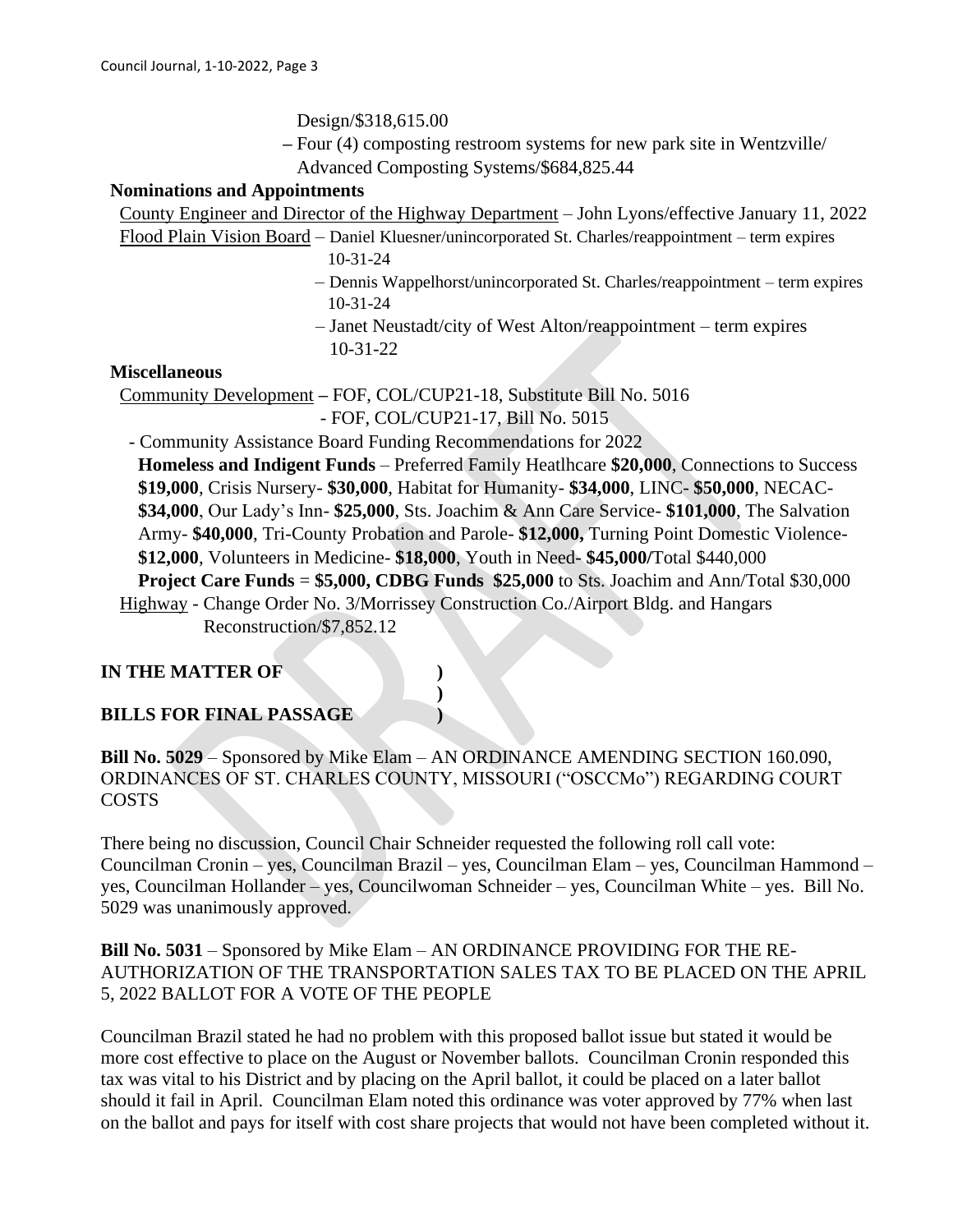Design/$318,615.00

– Four (4) composting restroom systems for new park site in Wentzville/ Advanced Composting Systems/$684,825.44

**Nominations and Appointments**

County Engineer and Director of the Highway Department – John Lyons/effective January 11, 2022

Flood Plain Vision Board – Daniel Kluesner/unincorporated St. Charles/reappointment – term expires 10-31-24

– Dennis Wappelhorst/unincorporated St. Charles/reappointment – term expires 10-31-24

– Janet Neustadt/city of West Alton/reappointment – term expires 10-31-22

**Miscellaneous**

Community Development – FOF, COL/CUP21-18, Substitute Bill No. 5016

- FOF, COL/CUP21-17, Bill No. 5015

- Community Assistance Board Funding Recommendations for 2022

**Homeless and Indigent Funds** – Preferred Family Heatlhcare **$20,000**, Connections to Success **$19,000**, Crisis Nursery- **$30,000**, Habitat for Humanity- **$34,000**, LINC- **$50,000**, NECAC- **$34,000**, Our Lady's Inn- **$25,000**, Sts. Joachim & Ann Care Service- **$101,000**, The Salvation Army- **$40,000**, Tri-County Probation and Parole- **$12,000,** Turning Point Domestic Violence- **$12,000**, Volunteers in Medicine- **$18,000**, Youth in Need- **$45,000/**Total $440,000

**Project Care Funds** = **$5,000, CDBG Funds $25,000** to Sts. Joachim and Ann/Total $30,000

Highway - Change Order No. 3/Morrissey Construction Co./Airport Bldg. and Hangars Reconstruction/$7,852.12

**IN THE MATTER OF )**
**)**
**BILLS FOR FINAL PASSAGE )**

**Bill No. 5029** – Sponsored by Mike Elam – AN ORDINANCE AMENDING SECTION 160.090, ORDINANCES OF ST. CHARLES COUNTY, MISSOURI ("OSCCMo") REGARDING COURT COSTS

There being no discussion, Council Chair Schneider requested the following roll call vote: Councilman Cronin – yes, Councilman Brazil – yes, Councilman Elam – yes, Councilman Hammond – yes, Councilman Hollander – yes, Councilwoman Schneider – yes, Councilman White – yes. Bill No. 5029 was unanimously approved.

**Bill No. 5031** – Sponsored by Mike Elam – AN ORDINANCE PROVIDING FOR THE RE-AUTHORIZATION OF THE TRANSPORTATION SALES TAX TO BE PLACED ON THE APRIL 5, 2022 BALLOT FOR A VOTE OF THE PEOPLE

Councilman Brazil stated he had no problem with this proposed ballot issue but stated it would be more cost effective to place on the August or November ballots. Councilman Cronin responded this tax was vital to his District and by placing on the April ballot, it could be placed on a later ballot should it fail in April. Councilman Elam noted this ordinance was voter approved by 77% when last on the ballot and pays for itself with cost share projects that would not have been completed without it.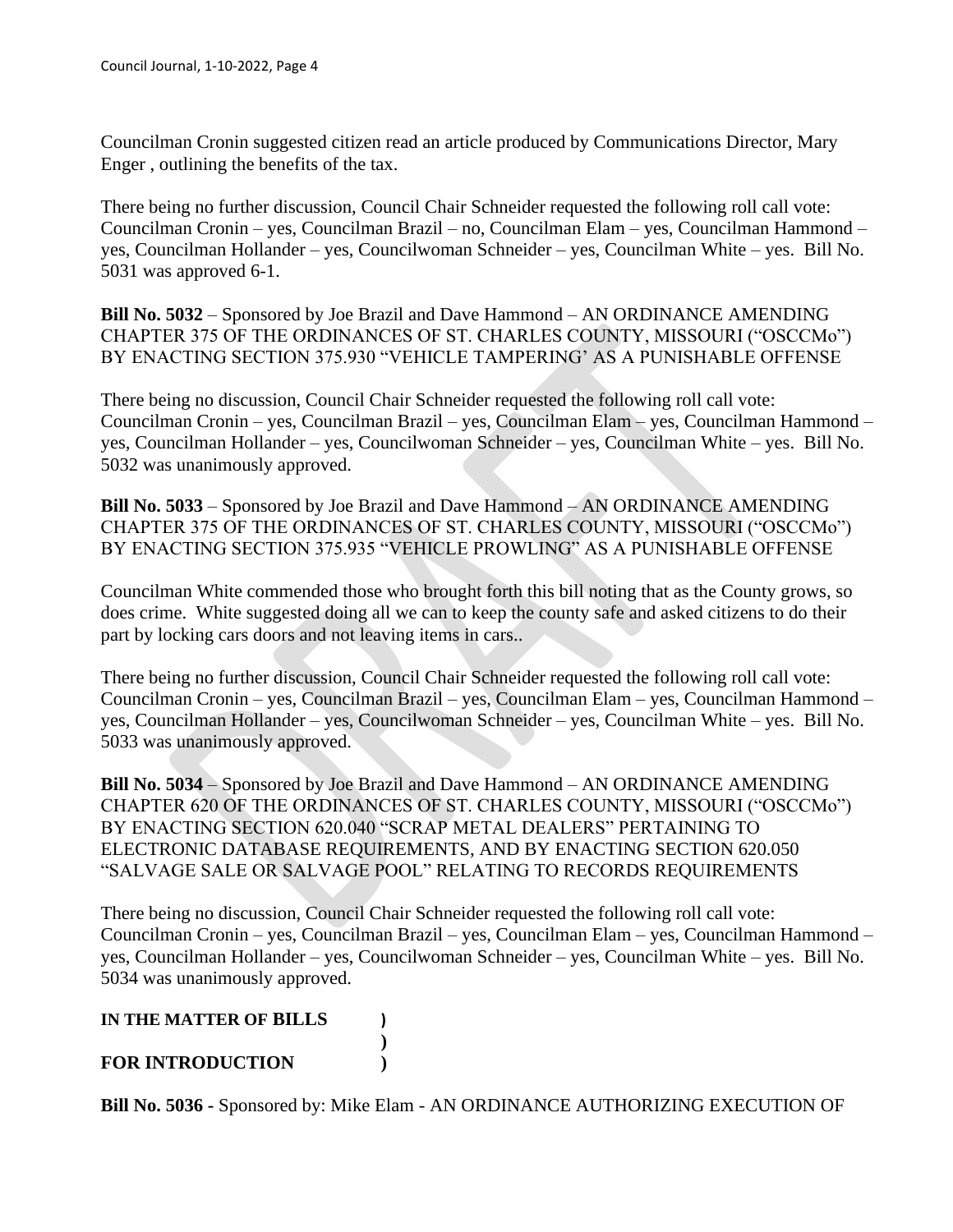Councilman Cronin suggested citizen read an article produced by Communications Director, Mary Enger , outlining the benefits of the tax.

There being no further discussion, Council Chair Schneider requested the following roll call vote: Councilman Cronin – yes, Councilman Brazil – no, Councilman Elam – yes, Councilman Hammond – yes, Councilman Hollander – yes, Councilwoman Schneider – yes, Councilman White – yes. Bill No. 5031 was approved 6-1.

**Bill No. 5032** – Sponsored by Joe Brazil and Dave Hammond – AN ORDINANCE AMENDING CHAPTER 375 OF THE ORDINANCES OF ST. CHARLES COUNTY, MISSOURI ("OSCCMo") BY ENACTING SECTION 375.930 "VEHICLE TAMPERING' AS A PUNISHABLE OFFENSE

There being no discussion, Council Chair Schneider requested the following roll call vote: Councilman Cronin – yes, Councilman Brazil – yes, Councilman Elam – yes, Councilman Hammond – yes, Councilman Hollander – yes, Councilwoman Schneider – yes, Councilman White – yes. Bill No. 5032 was unanimously approved.

**Bill No. 5033** – Sponsored by Joe Brazil and Dave Hammond – AN ORDINANCE AMENDING CHAPTER 375 OF THE ORDINANCES OF ST. CHARLES COUNTY, MISSOURI ("OSCCMo") BY ENACTING SECTION 375.935 "VEHICLE PROWLING" AS A PUNISHABLE OFFENSE

Councilman White commended those who brought forth this bill noting that as the County grows, so does crime. White suggested doing all we can to keep the county safe and asked citizens to do their part by locking cars doors and not leaving items in cars..

There being no further discussion, Council Chair Schneider requested the following roll call vote: Councilman Cronin – yes, Councilman Brazil – yes, Councilman Elam – yes, Councilman Hammond – yes, Councilman Hollander – yes, Councilwoman Schneider – yes, Councilman White – yes. Bill No. 5033 was unanimously approved.

**Bill No. 5034** – Sponsored by Joe Brazil and Dave Hammond – AN ORDINANCE AMENDING CHAPTER 620 OF THE ORDINANCES OF ST. CHARLES COUNTY, MISSOURI ("OSCCMo") BY ENACTING SECTION 620.040 "SCRAP METAL DEALERS" PERTAINING TO ELECTRONIC DATABASE REQUIREMENTS, AND BY ENACTING SECTION 620.050 "SALVAGE SALE OR SALVAGE POOL" RELATING TO RECORDS REQUIREMENTS

There being no discussion, Council Chair Schneider requested the following roll call vote: Councilman Cronin – yes, Councilman Brazil – yes, Councilman Elam – yes, Councilman Hammond – yes, Councilman Hollander – yes, Councilwoman Schneider – yes, Councilman White – yes. Bill No. 5034 was unanimously approved.

**IN THE MATTER OF BILLS )**
**)**
**FOR INTRODUCTION )**

**Bill No. 5036 -** Sponsored by: Mike Elam - AN ORDINANCE AUTHORIZING EXECUTION OF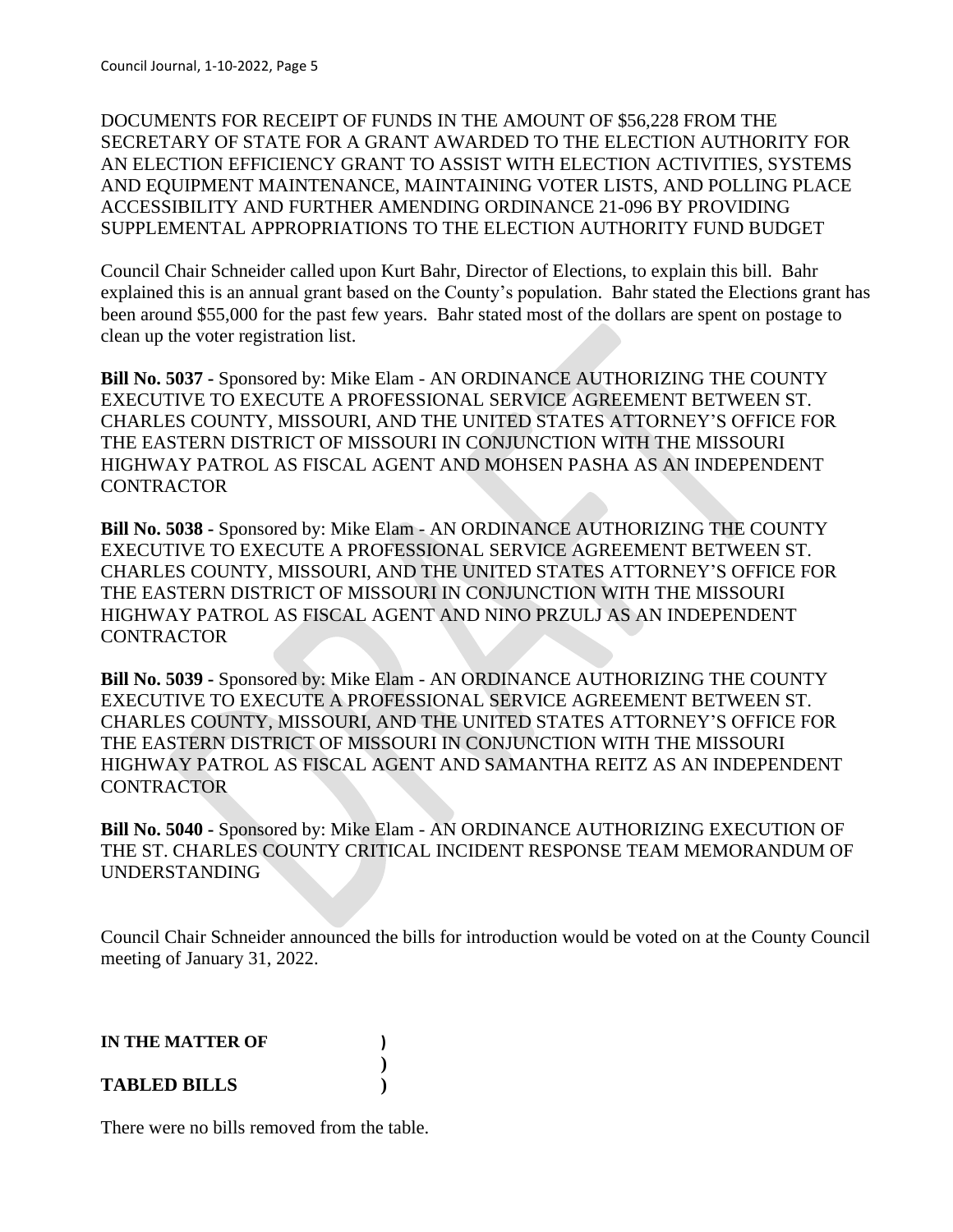DOCUMENTS FOR RECEIPT OF FUNDS IN THE AMOUNT OF $56,228 FROM THE SECRETARY OF STATE FOR A GRANT AWARDED TO THE ELECTION AUTHORITY FOR AN ELECTION EFFICIENCY GRANT TO ASSIST WITH ELECTION ACTIVITIES, SYSTEMS AND EQUIPMENT MAINTENANCE, MAINTAINING VOTER LISTS, AND POLLING PLACE ACCESSIBILITY AND FURTHER AMENDING ORDINANCE 21-096 BY PROVIDING SUPPLEMENTAL APPROPRIATIONS TO THE ELECTION AUTHORITY FUND BUDGET

Council Chair Schneider called upon Kurt Bahr, Director of Elections, to explain this bill. Bahr explained this is an annual grant based on the County's population. Bahr stated the Elections grant has been around $55,000 for the past few years. Bahr stated most of the dollars are spent on postage to clean up the voter registration list.

**Bill No. 5037 -** Sponsored by: Mike Elam - AN ORDINANCE AUTHORIZING THE COUNTY EXECUTIVE TO EXECUTE A PROFESSIONAL SERVICE AGREEMENT BETWEEN ST. CHARLES COUNTY, MISSOURI, AND THE UNITED STATES ATTORNEY'S OFFICE FOR THE EASTERN DISTRICT OF MISSOURI IN CONJUNCTION WITH THE MISSOURI HIGHWAY PATROL AS FISCAL AGENT AND MOHSEN PASHA AS AN INDEPENDENT CONTRACTOR

**Bill No. 5038 -** Sponsored by: Mike Elam - AN ORDINANCE AUTHORIZING THE COUNTY EXECUTIVE TO EXECUTE A PROFESSIONAL SERVICE AGREEMENT BETWEEN ST. CHARLES COUNTY, MISSOURI, AND THE UNITED STATES ATTORNEY'S OFFICE FOR THE EASTERN DISTRICT OF MISSOURI IN CONJUNCTION WITH THE MISSOURI HIGHWAY PATROL AS FISCAL AGENT AND NINO PRZULJ AS AN INDEPENDENT CONTRACTOR

**Bill No. 5039 -** Sponsored by: Mike Elam - AN ORDINANCE AUTHORIZING THE COUNTY EXECUTIVE TO EXECUTE A PROFESSIONAL SERVICE AGREEMENT BETWEEN ST. CHARLES COUNTY, MISSOURI, AND THE UNITED STATES ATTORNEY'S OFFICE FOR THE EASTERN DISTRICT OF MISSOURI IN CONJUNCTION WITH THE MISSOURI HIGHWAY PATROL AS FISCAL AGENT AND SAMANTHA REITZ AS AN INDEPENDENT CONTRACTOR

**Bill No. 5040 -** Sponsored by: Mike Elam - AN ORDINANCE AUTHORIZING EXECUTION OF THE ST. CHARLES COUNTY CRITICAL INCIDENT RESPONSE TEAM MEMORANDUM OF UNDERSTANDING

Council Chair Schneider announced the bills for introduction would be voted on at the County Council meeting of January 31, 2022.

**IN THE MATTER OF )**
**)**
**TABLED BILLS )**

There were no bills removed from the table.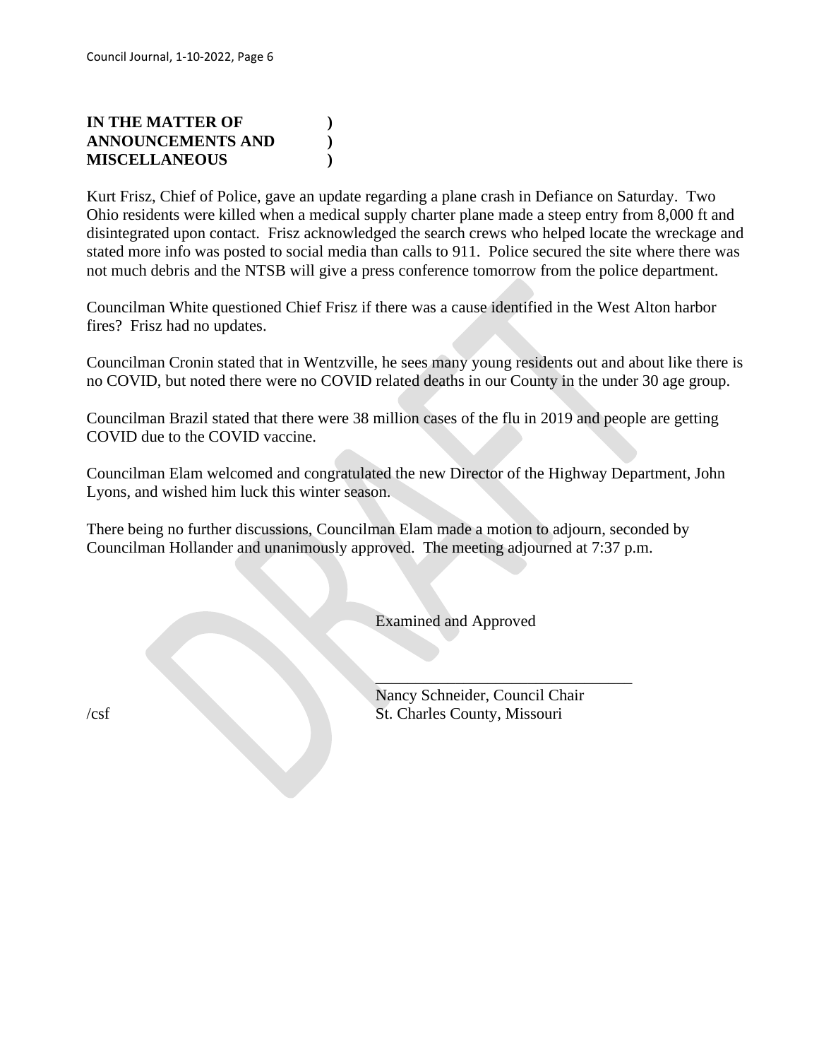**IN THE MATTER OF )**
**ANNOUNCEMENTS AND )**
**MISCELLANEOUS )**

Kurt Frisz, Chief of Police, gave an update regarding a plane crash in Defiance on Saturday. Two Ohio residents were killed when a medical supply charter plane made a steep entry from 8,000 ft and disintegrated upon contact. Frisz acknowledged the search crews who helped locate the wreckage and stated more info was posted to social media than calls to 911. Police secured the site where there was not much debris and the NTSB will give a press conference tomorrow from the police department.

Councilman White questioned Chief Frisz if there was a cause identified in the West Alton harbor fires? Frisz had no updates.

Councilman Cronin stated that in Wentzville, he sees many young residents out and about like there is no COVID, but noted there were no COVID related deaths in our County in the under 30 age group.

Councilman Brazil stated that there were 38 million cases of the flu in 2019 and people are getting COVID due to the COVID vaccine.

Councilman Elam welcomed and congratulated the new Director of the Highway Department, John Lyons, and wished him luck this winter season.

There being no further discussions, Councilman Elam made a motion to adjourn, seconded by Councilman Hollander and unanimously approved. The meeting adjourned at 7:37 p.m.

Examined and Approved

\_\_\_\_\_\_\_\_\_\_\_\_\_\_\_\_\_\_\_\_\_\_\_\_\_\_\_\_\_\_\_\_

Nancy Schneider, Council Chair
St. Charles County, Missouri

/csf

DRAFT